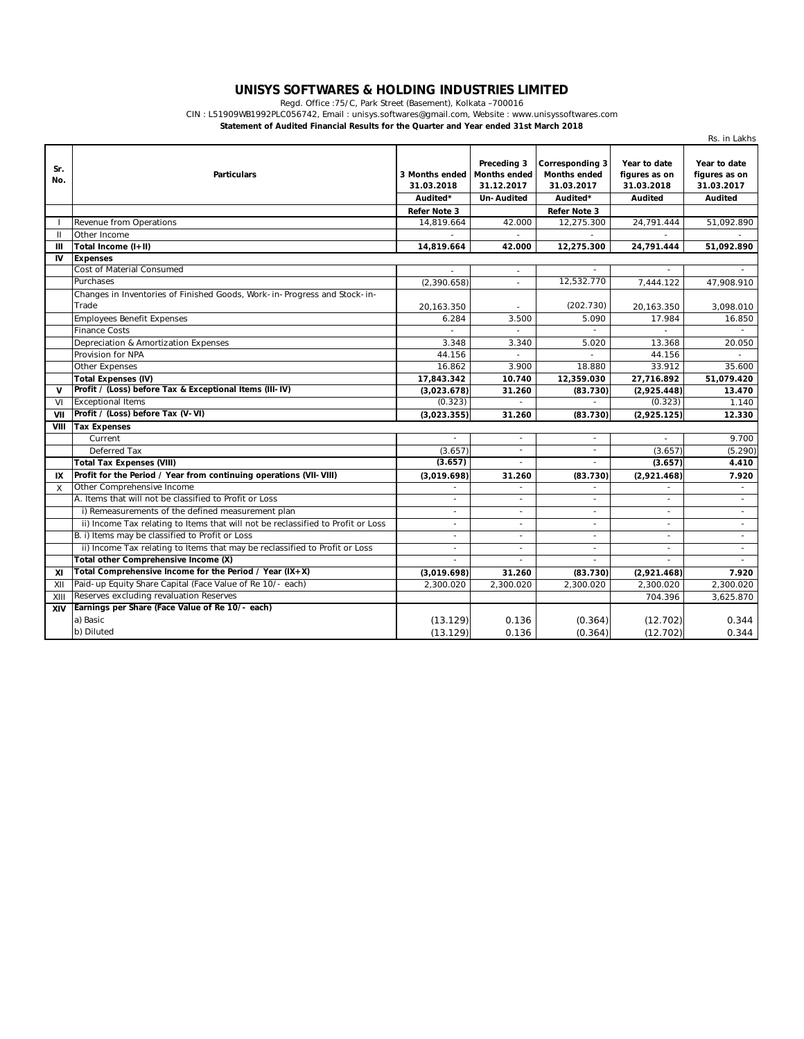# UNISYS SOFTWARES & HOLDING INDUSTRIES LIMITED

Regd. Office :75/C, Park Street (Basement), Kolkata –700016

CIN : L51909WB1992PLC056742, Email : unisys.softwares@gmail.com, Website : www.unisyssoftwares.com

**Statement of Audited Financial Results for the Quarter and Year ended 31st March 2018**

Rs. in Lakhs

| Sr. No. | Particulars | 3 Months ended 31.03.2018 | Preceding 3 Months ended 31.12.2017 | Corresponding 3 Months ended 31.03.2017 | Year to date figures as on 31.03.2018 | Year to date figures as on 31.03.2017 |
|---|---|---|---|---|---|---|
| | | Audited* | Un-Audited | Audited* | Audited | Audited |
| | | Refer Note 3 | | Refer Note 3 | | |
| I | Revenue from Operations | 14,819.664 | 42.000 | 12,275.300 | 24,791.444 | 51,092.890 |
| II | Other Income | - | - | - | - | - |
| **III** | **Total Income (I+II)** | **14,819.664** | **42.000** | **12,275.300** | **24,791.444** | **51,092.890** |
| **IV** | **Expenses** | | | | | |
| | Cost of Material Consumed | - | - | - | - | - |
| | Purchases | (2,390.658) | - | 12,532.770 | 7,444.122 | 47,908.910 |
| | Changes in Inventories of Finished Goods, Work-in-Progress and Stock-in-Trade | 20,163.350 | - | (202.730) | 20,163.350 | 3,098.010 |
| | Employees Benefit Expenses | 6.284 | 3.500 | 5.090 | 17.984 | 16.850 |
| | Finance Costs | - | - | - | - | - |
| | Depreciation & Amortization Expenses | 3.348 | 3.340 | 5.020 | 13.368 | 20.050 |
| | Provision for NPA | 44.156 | - | - | 44.156 | - |
| | Other Expenses | 16.862 | 3.900 | 18.880 | 33.912 | 35.600 |
| | **Total Expenses (IV)** | **17,843.342** | **10.740** | **12,359.030** | **27,716.892** | **51,079.420** |
| **V** | **Profit / (Loss) before Tax & Exceptional Items (III-IV)** | **(3,023.678)** | **31.260** | **(83.730)** | **(2,925.448)** | **13.470** |
| VI | Exceptional Items | (0.323) | - | - | (0.323) | 1.140 |
| **VII** | **Profit / (Loss) before Tax (V-VI)** | **(3,023.355)** | **31.260** | **(83.730)** | **(2,925.125)** | **12.330** |
| **VIII** | **Tax Expenses** | | | | | |
| | Current | - | - | - | - | 9.700 |
| | Deferred Tax | (3.657) | - | - | (3.657) | (5.290) |
| | **Total Tax Expenses (VIII)** | **(3.657)** | - | - | **(3.657)** | **4.410** |
| **IX** | **Profit for the Period / Year from continuing operations (VII-VIII)** | **(3,019.698)** | **31.260** | **(83.730)** | **(2,921.468)** | **7.920** |
| X | Other Comprehensive Income | - | - | - | - | - |
| | A. Items that will not be classified to Profit or Loss | - | - | - | - | - |
| | i) Remeasurements of the defined measurement plan | - | - | - | - | - |
| | ii) Income Tax relating to Items that will not be reclassified to Profit or Loss | - | - | - | - | - |
| | B. i) Items may be classified to Profit or Loss | - | - | - | - | - |
| | ii) Income Tax relating to Items that may be reclassified to Profit or Loss | - | - | - | - | - |
| | **Total other Comprehensive Income (X)** | - | - | - | - | - |
| **XI** | **Total Comprehensive Income for the Period / Year (IX+X)** | **(3,019.698)** | **31.260** | **(83.730)** | **(2,921.468)** | **7.920** |
| XII | Paid-up Equity Share Capital (Face Value of Re 10/- each) | 2,300.020 | 2,300.020 | 2,300.020 | 2,300.020 | 2,300.020 |
| XIII | Reserves excluding revaluation Reserves | | | | 704.396 | 3,625.870 |
| **XIV** | **Earnings per Share (Face Value of Re 10/- each)** | | | | | |
| | a) Basic | (13.129) | 0.136 | (0.364) | (12.702) | 0.344 |
| | b) Diluted | (13.129) | 0.136 | (0.364) | (12.702) | 0.344 |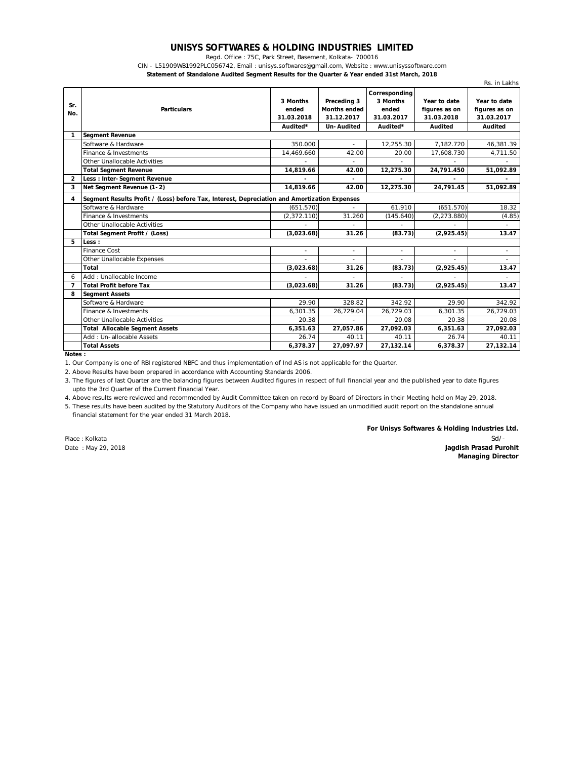# UNISYS SOFTWARES & HOLDING INDUSTRIES LIMITED

Regd. Office : 75C, Park Street, Basement, Kolkata- 700016

CIN - L51909WB1992PLC056742, Email : unisys.softwares@gmail.com, Website : www.unisyssoftware.com

**Statement of Standalone Audited Segment Results for the Quarter & Year ended 31st March, 2018**

Rs. in Lakhs

| Sr. No. | Particulars | 3 Months ended 31.03.2018 | Preceding 3 Months ended 31.12.2017 | Corresponding 3 Months ended 31.03.2017 | Year to date figures as on 31.03.2018 | Year to date figures as on 31.03.2017 |
|---|---|---|---|---|---|---|
| | | Audited* | Un-Audited | Audited* | Audited | Audited |
| 1 | **Segment Revenue** | | | | | |
| | Software & Hardware | 350.000 | - | 12,255.30 | 7,182.720 | 46,381.39 |
| | Finance & Investments | 14,469.660 | 42.00 | 20.00 | 17,608.730 | 4,711.50 |
| | Other Unallocable Activities | - | - | - | - | - |
| | **Total Segment Revenue** | **14,819.66** | **42.00** | **12,275.30** | **24,791.450** | **51,092.89** |
| 2 | **Less : Inter-Segment Revenue** | - | - | - | - | - |
| 3 | **Net Segment Revenue (1-2)** | **14,819.66** | **42.00** | **12,275.30** | **24,791.45** | **51,092.89** |
| 4 | **Segment Results Profit / (Loss) before Tax, Interest, Depreciation and Amortization Expenses** | | | | | |
| | Software & Hardware | (651.570) | - | 61.910 | (651.570) | 18.32 |
| | Finance & Investments | (2,372.110) | 31.260 | (145.640) | (2,273.880) | (4.85) |
| | Other Unallocable Activities | - | - | - | - | - |
| | **Total Segment Profit / (Loss)** | **(3,023.68)** | **31.26** | **(83.73)** | **(2,925.45)** | **13.47** |
| 5 | **Less :** | | | | | |
| | Finance Cost | - | - | - | - | - |
| | Other Unallocable Expenses | - | - | - | - | - |
| | **Total** | **(3,023.68)** | **31.26** | **(83.73)** | **(2,925.45)** | **13.47** |
| 6 | Add : Unallocable Income | - | - | - | - | - |
| 7 | **Total Profit before Tax** | **(3,023.68)** | **31.26** | **(83.73)** | **(2,925.45)** | **13.47** |
| 8 | **Segment Assets** | | | | | |
| | Software & Hardware | 29.90 | 328.82 | 342.92 | 29.90 | 342.92 |
| | Finance & Investments | 6,301.35 | 26,729.04 | 26,729.03 | 6,301.35 | 26,729.03 |
| | Other Unallocable Activities | 20.38 | - | 20.08 | 20.38 | 20.08 |
| | **Total Allocable Segment Assets** | **6,351.63** | **27,057.86** | **27,092.03** | **6,351.63** | **27,092.03** |
| | Add : Un-allocable Assets | 26.74 | 40.11 | 40.11 | 26.74 | 40.11 |
| | **Total Assets** | **6,378.37** | **27,097.97** | **27,132.14** | **6,378.37** | **27,132.14** |

**Notes :**

1. Our Company is one of RBI registered NBFC and thus implementation of Ind AS is not applicable for the Quarter.
2. Above Results have been prepared in accordance with Accounting Standards 2006.
3. The figures of last Quarter are the balancing figures between Audited figures in respect of full financial year and the published year to date figures upto the 3rd Quarter of the Current Financial Year.
4. Above results were reviewed and recommended by Audit Committee taken on record by Board of Directors in their Meeting held on May 29, 2018.
5. These results have been audited by the Statutory Auditors of the Company who have issued an unmodified audit report on the standalone annual financial statement for the year ended 31 March 2018.

**For Unisys Softwares & Holding Industries Ltd.**

Sd/-

Place : Kolkata

Date : May 29, 2018

**Jagdish Prasad Purohit**
**Managing Director**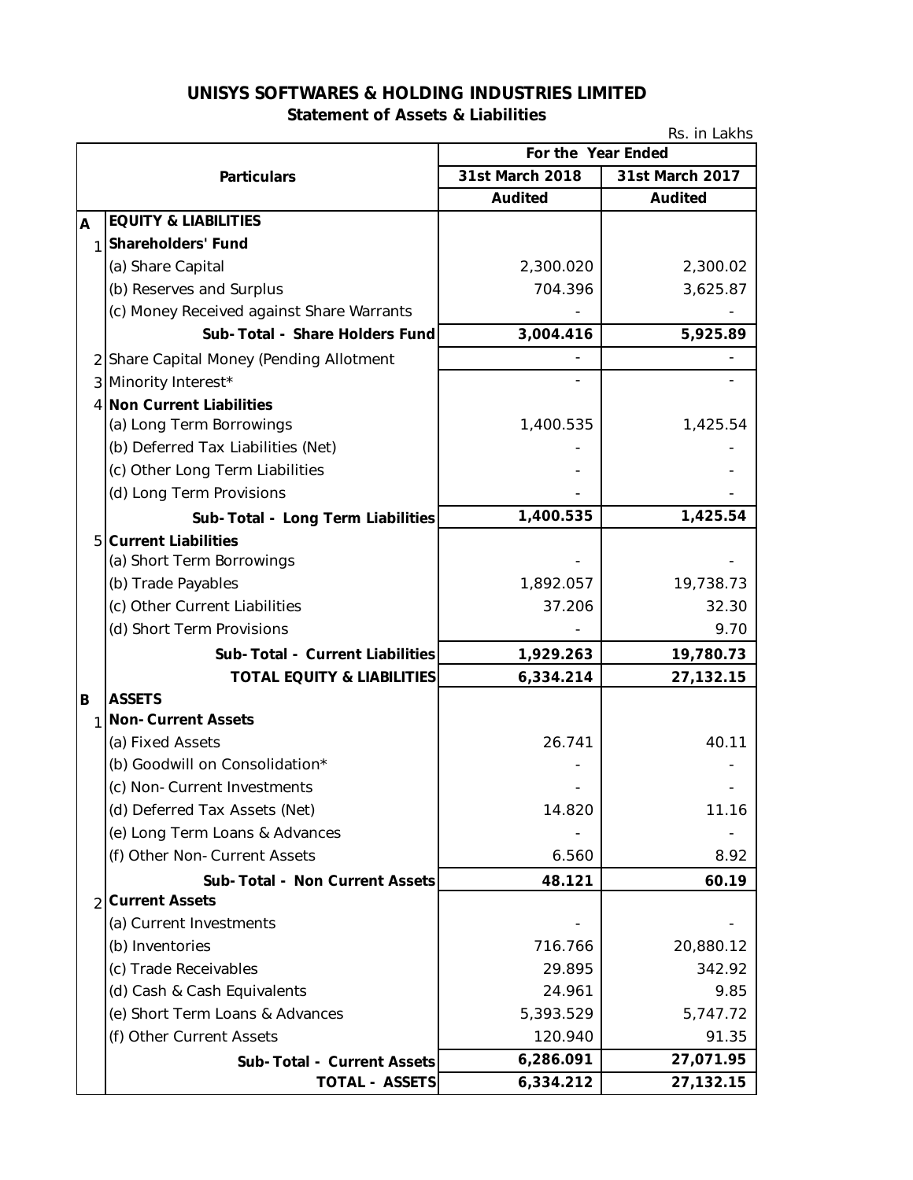# UNISYS SOFTWARES & HOLDING INDUSTRIES LIMITED

## Statement of Assets & Liabilities

Rs. in Lakhs

| | Particulars | For the Year Ended | |
|---|---|---|---|
| | | 31st March 2018 | 31st March 2017 |
| | | Audited | Audited |
| **A** | **EQUITY & LIABILITIES** | | |
| 1 | **Shareholders' Fund** | | |
| | (a) Share Capital | 2,300.020 | 2,300.02 |
| | (b) Reserves and Surplus | 704.396 | 3,625.87 |
| | (c) Money Received against Share Warrants | - | - |
| | **Sub-Total - Share Holders Fund** | **3,004.416** | **5,925.89** |
| 2 | Share Capital Money (Pending Allotment | - | - |
| 3 | Minority Interest* | - | - |
| 4 | **Non Current Liabilities** | | |
| | (a) Long Term Borrowings | 1,400.535 | 1,425.54 |
| | (b) Deferred Tax Liabilities (Net) | - | - |
| | (c) Other Long Term Liabilities | - | - |
| | (d) Long Term Provisions | - | - |
| | **Sub-Total - Long Term Liabilities** | **1,400.535** | **1,425.54** |
| 5 | **Current Liabilities** | | |
| | (a) Short Term Borrowings | - | - |
| | (b) Trade Payables | 1,892.057 | 19,738.73 |
| | (c) Other Current Liabilities | 37.206 | 32.30 |
| | (d) Short Term Provisions | - | 9.70 |
| | **Sub-Total - Current Liabilities** | **1,929.263** | **19,780.73** |
| | **TOTAL EQUITY & LIABILITIES** | **6,334.214** | **27,132.15** |
| **B** | **ASSETS** | | |
| 1 | **Non-Current Assets** | | |
| | (a) Fixed Assets | 26.741 | 40.11 |
| | (b) Goodwill on Consolidation* | - | - |
| | (c) Non-Current Investments | - | - |
| | (d) Deferred Tax Assets (Net) | 14.820 | 11.16 |
| | (e) Long Term Loans & Advances | - | - |
| | (f) Other Non-Current Assets | 6.560 | 8.92 |
| | **Sub-Total - Non Current Assets** | **48.121** | **60.19** |
| 2 | **Current Assets** | | |
| | (a) Current Investments | - | - |
| | (b) Inventories | 716.766 | 20,880.12 |
| | (c) Trade Receivables | 29.895 | 342.92 |
| | (d) Cash & Cash Equivalents | 24.961 | 9.85 |
| | (e) Short Term Loans & Advances | 5,393.529 | 5,747.72 |
| | (f) Other Current Assets | 120.940 | 91.35 |
| | **Sub-Total - Current Assets** | **6,286.091** | **27,071.95** |
| | **TOTAL - ASSETS** | **6,334.212** | **27,132.15** |